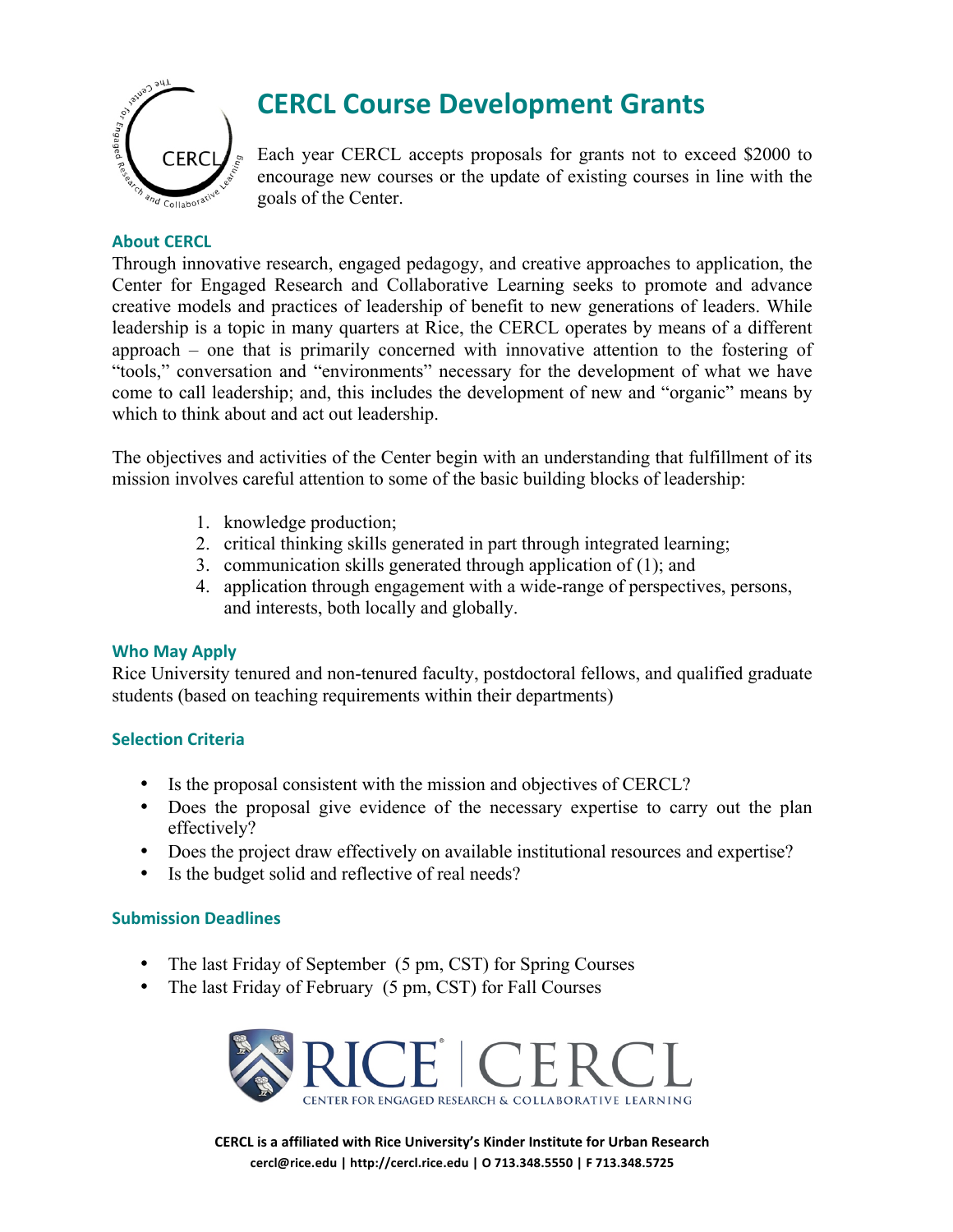# CERCL Course Development Grants

Each year CERCL accepts proposals for grants not to exceed $2000 to encourage new courses or the update of existing courses in line with the goals of the Center.

### About CERCL

Through innovative research, engaged pedagogy, and creative approaches to application, the Center for Engaged Research and Collaborative Learning seeks to promote and advance creative models and practices of leadership of benefit to new generations of leaders. While leadership is a topic in many quarters at Rice, the CERCL operates by means of a different approach – one that is primarily concerned with innovative attention to the fostering of "tools," conversation and "environments" necessary for the development of what we have come to call leadership; and, this includes the development of new and "organic" means by which to think about and act out leadership.

The objectives and activities of the Center begin with an understanding that fulfillment of its mission involves careful attention to some of the basic building blocks of leadership:

1. knowledge production;
2. critical thinking skills generated in part through integrated learning;
3. communication skills generated through application of (1); and
4. application through engagement with a wide-range of perspectives, persons, and interests, both locally and globally.

### Who May Apply

Rice University tenured and non-tenured faculty, postdoctoral fellows, and qualified graduate students (based on teaching requirements within their departments)

### Selection Criteria

- Is the proposal consistent with the mission and objectives of CERCL?
- Does the proposal give evidence of the necessary expertise to carry out the plan effectively?
- Does the project draw effectively on available institutional resources and expertise?
- Is the budget solid and reflective of real needs?

### Submission Deadlines

- The last Friday of September (5 pm, CST) for Spring Courses
- The last Friday of February (5 pm, CST) for Fall Courses

RICE | CERCL
CENTER FOR ENGAGED RESEARCH & COLLABORATIVE LEARNING

**CERCL is a affiliated with Rice University's Kinder Institute for Urban Research**
**cercl@rice.edu | http://cercl.rice.edu | O 713.348.5550 | F 713.348.5725**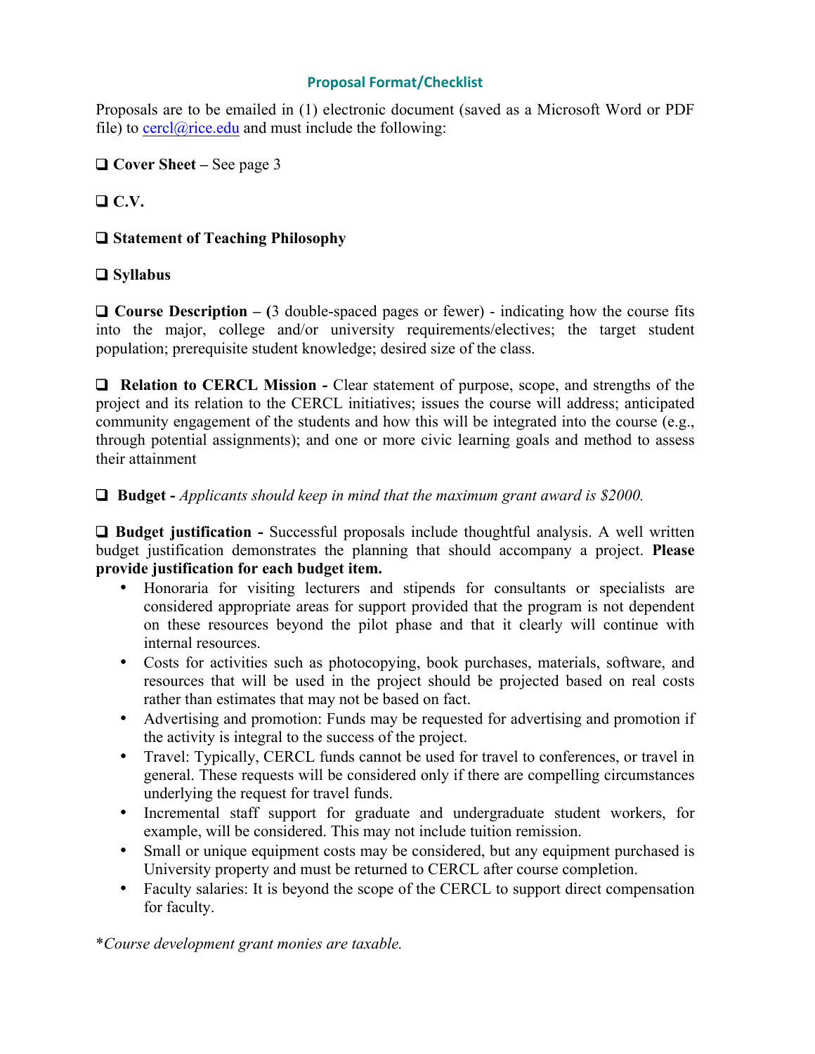## Proposal Format/Checklist

Proposals are to be emailed in (1) electronic document (saved as a Microsoft Word or PDF file) to cercl@rice.edu and must include the following:

❑ **Cover Sheet –** See page 3

❑ **C.V.**

❑ **Statement of Teaching Philosophy**

❑ **Syllabus**

❑ **Course Description – (**3 double-spaced pages or fewer) - indicating how the course fits into the major, college and/or university requirements/electives; the target student population; prerequisite student knowledge; desired size of the class.

❑ **Relation to CERCL Mission -** Clear statement of purpose, scope, and strengths of the project and its relation to the CERCL initiatives; issues the course will address; anticipated community engagement of the students and how this will be integrated into the course (e.g., through potential assignments); and one or more civic learning goals and method to assess their attainment

❑ **Budget -** *Applicants should keep in mind that the maximum grant award is $2000.*

❑ **Budget justification -** Successful proposals include thoughtful analysis. A well written budget justification demonstrates the planning that should accompany a project. **Please provide justification for each budget item.**

- Honoraria for visiting lecturers and stipends for consultants or specialists are considered appropriate areas for support provided that the program is not dependent on these resources beyond the pilot phase and that it clearly will continue with internal resources.
- Costs for activities such as photocopying, book purchases, materials, software, and resources that will be used in the project should be projected based on real costs rather than estimates that may not be based on fact.
- Advertising and promotion: Funds may be requested for advertising and promotion if the activity is integral to the success of the project.
- Travel: Typically, CERCL funds cannot be used for travel to conferences, or travel in general. These requests will be considered only if there are compelling circumstances underlying the request for travel funds.
- Incremental staff support for graduate and undergraduate student workers, for example, will be considered. This may not include tuition remission.
- Small or unique equipment costs may be considered, but any equipment purchased is University property and must be returned to CERCL after course completion.
- Faculty salaries: It is beyond the scope of the CERCL to support direct compensation for faculty.

\**Course development grant monies are taxable.*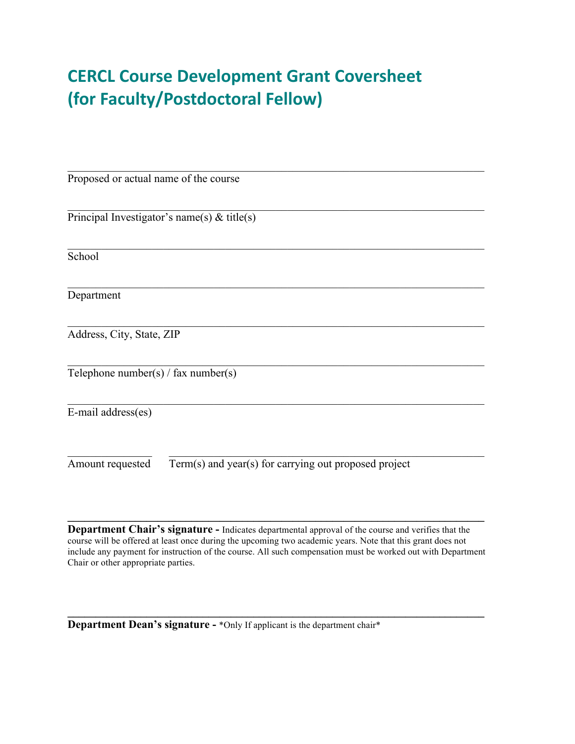# CERCL Course Development Grant Coversheet (for Faculty/Postdoctoral Fellow)

______________________________________________________________________

Proposed or actual name of the course

______________________________________________________________________

Principal Investigator's name(s) & title(s)

______________________________________________________________________

School

______________________________________________________________________

Department

______________________________________________________________________

Address, City, State, ZIP

______________________________________________________________________

Telephone number(s) / fax number(s)

______________________________________________________________________

E-mail address(es)

______________ ______________________________________________________

Amount requested Term(s) and year(s) for carrying out proposed project

______________________________________________________________________

**Department Chair's signature -** Indicates departmental approval of the course and verifies that the course will be offered at least once during the upcoming two academic years. Note that this grant does not include any payment for instruction of the course. All such compensation must be worked out with Department Chair or other appropriate parties.

______________________________________________________________________

**Department Dean's signature -** *Only If applicant is the department chair*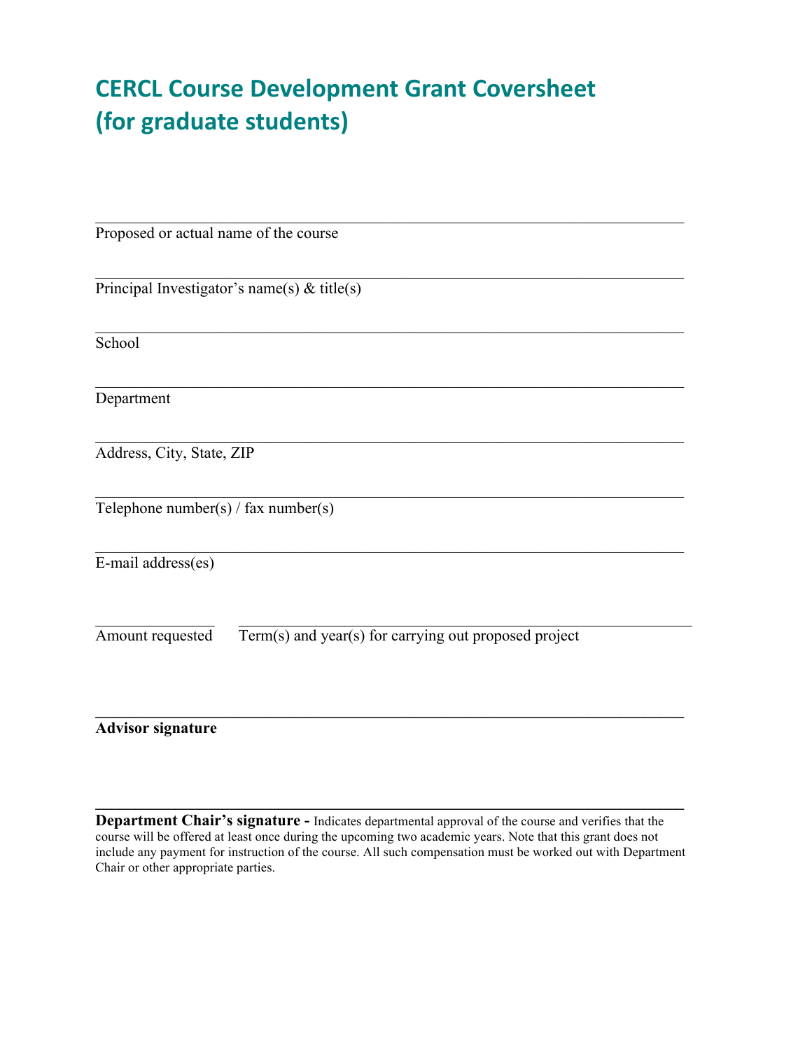# CERCL Course Development Grant Coversheet (for graduate students)

______________________________________________________________________

Proposed or actual name of the course

______________________________________________________________________

Principal Investigator's name(s) & title(s)

______________________________________________________________________

School

______________________________________________________________________

Department

______________________________________________________________________

Address, City, State, ZIP

______________________________________________________________________

Telephone number(s) / fax number(s)

______________________________________________________________________

E-mail address(es)

______________ ______________________________________________________

Amount requested      Term(s) and year(s) for carrying out proposed project

______________________________________________________________________

**Advisor signature**

______________________________________________________________________

**Department Chair's signature -** Indicates departmental approval of the course and verifies that the course will be offered at least once during the upcoming two academic years. Note that this grant does not include any payment for instruction of the course. All such compensation must be worked out with Department Chair or other appropriate parties.